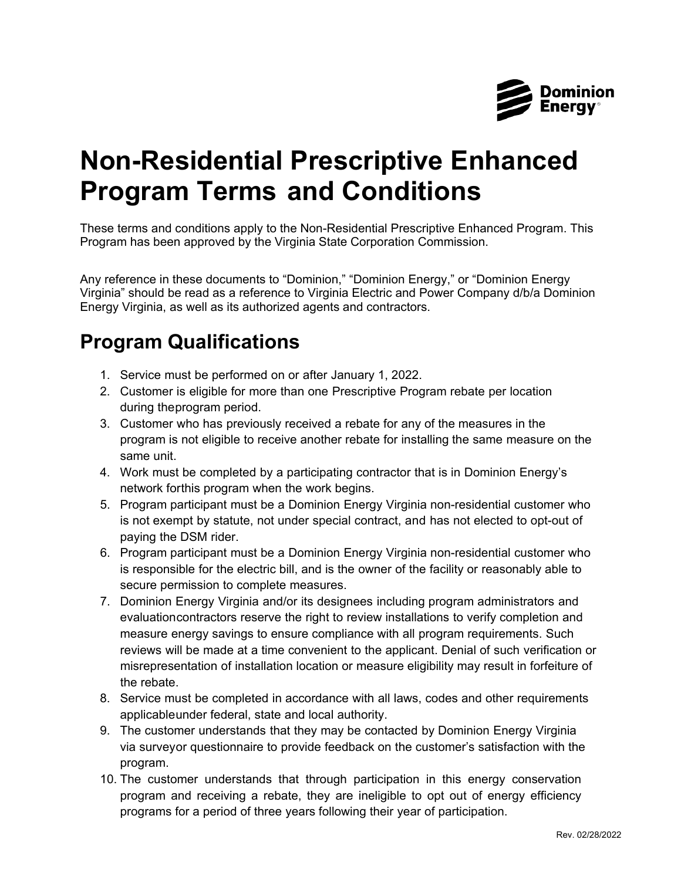# Non-Residential Prescriptive Enhanced Program Terms and Conditions

These terms and conditions apply to the Non-Residential Prescriptive Enhanced Program. This Program has been approved by the Virginia State Corporation Commission.

Any reference in these documents to “Dominion,” “Dominion Energy,” or “Dominion Energy Virginia” should be read as a reference to Virginia Electric and Power Company d/b/a Dominion Energy Virginia, as well as its authorized agents and contractors.

## Program Qualifications

1. Service must be performed on or after January 1, 2022.
2. Customer is eligible for more than one Prescriptive Program rebate per location during theprogram period.
3. Customer who has previously received a rebate for any of the measures in the program is not eligible to receive another rebate for installing the same measure on the same unit.
4. Work must be completed by a participating contractor that is in Dominion Energy’s network forthis program when the work begins.
5. Program participant must be a Dominion Energy Virginia non-residential customer who is not exempt by statute, not under special contract, and has not elected to opt-out of paying the DSM rider.
6. Program participant must be a Dominion Energy Virginia non-residential customer who is responsible for the electric bill, and is the owner of the facility or reasonably able to secure permission to complete measures.
7. Dominion Energy Virginia and/or its designees including program administrators and evaluationcontractors reserve the right to review installations to verify completion and measure energy savings to ensure compliance with all program requirements. Such reviews will be made at a time convenient to the applicant. Denial of such verification or misrepresentation of installation location or measure eligibility may result in forfeiture of the rebate.
8. Service must be completed in accordance with all laws, codes and other requirements applicableunder federal, state and local authority.
9. The customer understands that they may be contacted by Dominion Energy Virginia via surveyor questionnaire to provide feedback on the customer’s satisfaction with the program.
10. The customer understands that through participation in this energy conservation program and receiving a rebate, they are ineligible to opt out of energy efficiency programs for a period of three years following their year of participation.

Rev. 02/28/2022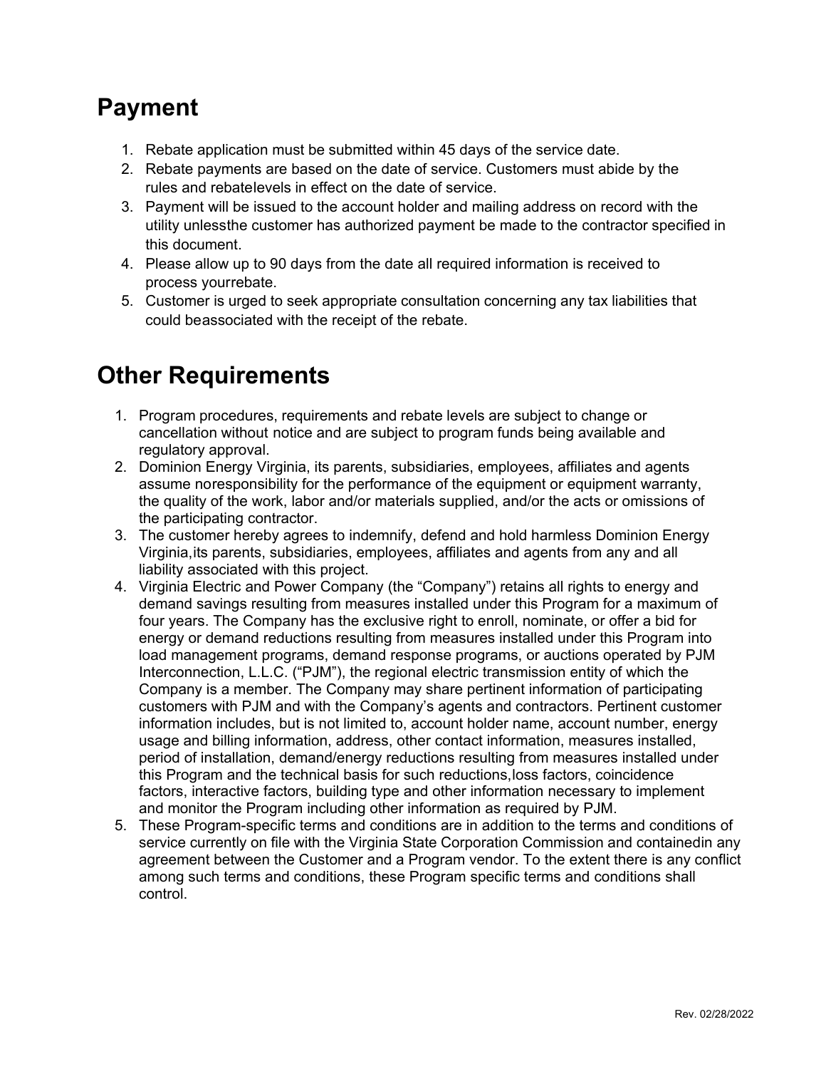## Payment

1. Rebate application must be submitted within 45 days of the service date.
2. Rebate payments are based on the date of service. Customers must abide by the rules and rebatelevels in effect on the date of service.
3. Payment will be issued to the account holder and mailing address on record with the utility unlessthe customer has authorized payment be made to the contractor specified in this document.
4. Please allow up to 90 days from the date all required information is received to process yourrebate.
5. Customer is urged to seek appropriate consultation concerning any tax liabilities that could beassociated with the receipt of the rebate.

## Other Requirements

1. Program procedures, requirements and rebate levels are subject to change or cancellation without notice and are subject to program funds being available and regulatory approval.
2. Dominion Energy Virginia, its parents, subsidiaries, employees, affiliates and agents assume noresponsibility for the performance of the equipment or equipment warranty, the quality of the work, labor and/or materials supplied, and/or the acts or omissions of the participating contractor.
3. The customer hereby agrees to indemnify, defend and hold harmless Dominion Energy Virginia,its parents, subsidiaries, employees, affiliates and agents from any and all liability associated with this project.
4. Virginia Electric and Power Company (the "Company") retains all rights to energy and demand savings resulting from measures installed under this Program for a maximum of four years. The Company has the exclusive right to enroll, nominate, or offer a bid for energy or demand reductions resulting from measures installed under this Program into load management programs, demand response programs, or auctions operated by PJM Interconnection, L.L.C. ("PJM"), the regional electric transmission entity of which the Company is a member. The Company may share pertinent information of participating customers with PJM and with the Company's agents and contractors. Pertinent customer information includes, but is not limited to, account holder name, account number, energy usage and billing information, address, other contact information, measures installed, period of installation, demand/energy reductions resulting from measures installed under this Program and the technical basis for such reductions,loss factors, coincidence factors, interactive factors, building type and other information necessary to implement and monitor the Program including other information as required by PJM.
5. These Program-specific terms and conditions are in addition to the terms and conditions of service currently on file with the Virginia State Corporation Commission and containedin any agreement between the Customer and a Program vendor. To the extent there is any conflict among such terms and conditions, these Program specific terms and conditions shall control.

Rev. 02/28/2022